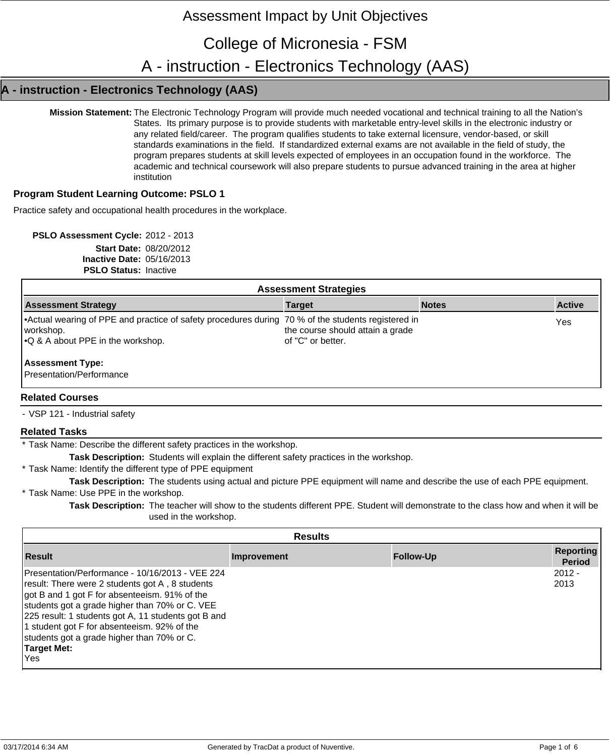# Assessment Impact by Unit Objectives

# College of Micronesia - FSM

# A - instruction - Electronics Technology (AAS)

## A - instruction - Electronics Technology (AAS)

**Mission Statement:** The Electronic Technology Program will provide much needed vocational and technical training to all the Nation's States. Its primary purpose is to provide students with marketable entry-level skills in the electronic industry or any related field/career. The program qualifies students to take external licensure, vendor-based, or skill standards examinations in the field. If standardized external exams are not available in the field of study, the program prepares students at skill levels expected of employees in an occupation found in the workforce. The academic and technical coursework will also prepare students to pursue advanced training in the area at higher institution

### Program Student Learning Outcome: PSLO 1

Practice safety and occupational health procedures in the workplace.

**PSLO Assessment Cycle:** 2012 - 2013
**Start Date:** 08/20/2012
**Inactive Date:** 05/16/2013
**PSLO Status:** Inactive

**Assessment Strategies**

| Assessment Strategy | Target | Notes | Active |
|---|---|---|---|
| •Actual wearing of PPE and practice of safety procedures during workshop.<br>•Q & A about PPE in the workshop.<br><br>**Assessment Type:**<br>Presentation/Performance | 70 % of the students registered in the course should attain a grade of "C" or better. | | Yes |

#### Related Courses

- VSP 121 - Industrial safety

#### Related Tasks

* Task Name: Describe the different safety practices in the workshop.
  **Task Description:** Students will explain the different safety practices in the workshop.
* Task Name: Identify the different type of PPE equipment
  **Task Description:** The students using actual and picture PPE equipment will name and describe the use of each PPE equipment.
* Task Name: Use PPE in the workshop.
  **Task Description:** The teacher will show to the students different PPE. Student will demonstrate to the class how and when it will be used in the workshop.

**Results**

| Result | Improvement | Follow-Up | Reporting Period |
|---|---|---|---|
| Presentation/Performance - 10/16/2013 - VEE 224 result: There were 2 students got A , 8 students got B and 1 got F for absenteeism. 91% of the students got a grade higher than 70% or C. VEE 225 result: 1 students got A, 11 students got B and 1 student got F for absenteeism. 92% of the students got a grade higher than 70% or C.<br>**Target Met:**<br>Yes | | | 2012 - 2013 |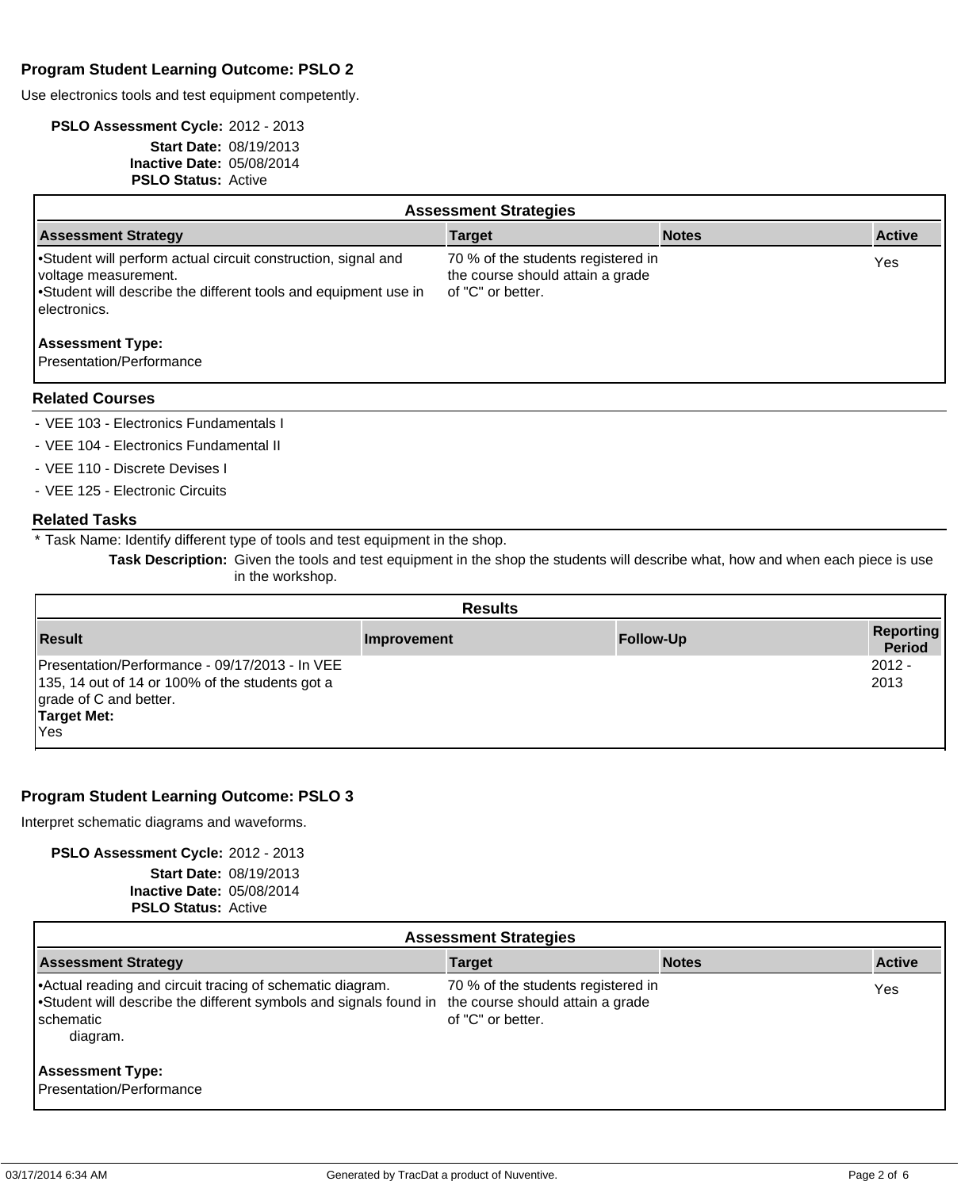## Program Student Learning Outcome: PSLO 2

Use electronics tools and test equipment competently.

**PSLO Assessment Cycle:** 2012 - 2013
**Start Date:** 08/19/2013
**Inactive Date:** 05/08/2014
**PSLO Status:** Active

**Assessment Strategies**

| Assessment Strategy | Target | Notes | Active |
|---|---|---|---|
| •Student will perform actual circuit construction, signal and voltage measurement.<br>•Student will describe the different tools and equipment use in electronics.<br><br>**Assessment Type:**<br>Presentation/Performance | 70 % of the students registered in the course should attain a grade of "C" or better. | | Yes |

### Related Courses

- VEE 103 - Electronics Fundamentals I
- VEE 104 - Electronics Fundamental II
- VEE 110 - Discrete Devises I
- VEE 125 - Electronic Circuits

### Related Tasks

* Task Name: Identify different type of tools and test equipment in the shop.

**Task Description:** Given the tools and test equipment in the shop the students will describe what, how and when each piece is use in the workshop.

**Results**

| Result | Improvement | Follow-Up | Reporting Period |
|---|---|---|---|
| Presentation/Performance - 09/17/2013 - In VEE 135, 14 out of 14 or 100% of the students got a grade of C and better.<br>**Target Met:**<br>Yes | | | 2012 - 2013 |

## Program Student Learning Outcome: PSLO 3

Interpret schematic diagrams and waveforms.

**PSLO Assessment Cycle:** 2012 - 2013
**Start Date:** 08/19/2013
**Inactive Date:** 05/08/2014
**PSLO Status:** Active

**Assessment Strategies**

| Assessment Strategy | Target | Notes | Active |
|---|---|---|---|
| •Actual reading and circuit tracing of schematic diagram.<br>•Student will describe the different symbols and signals found in schematic diagram.<br><br>**Assessment Type:**<br>Presentation/Performance | 70 % of the students registered in the course should attain a grade of "C" or better. | | Yes |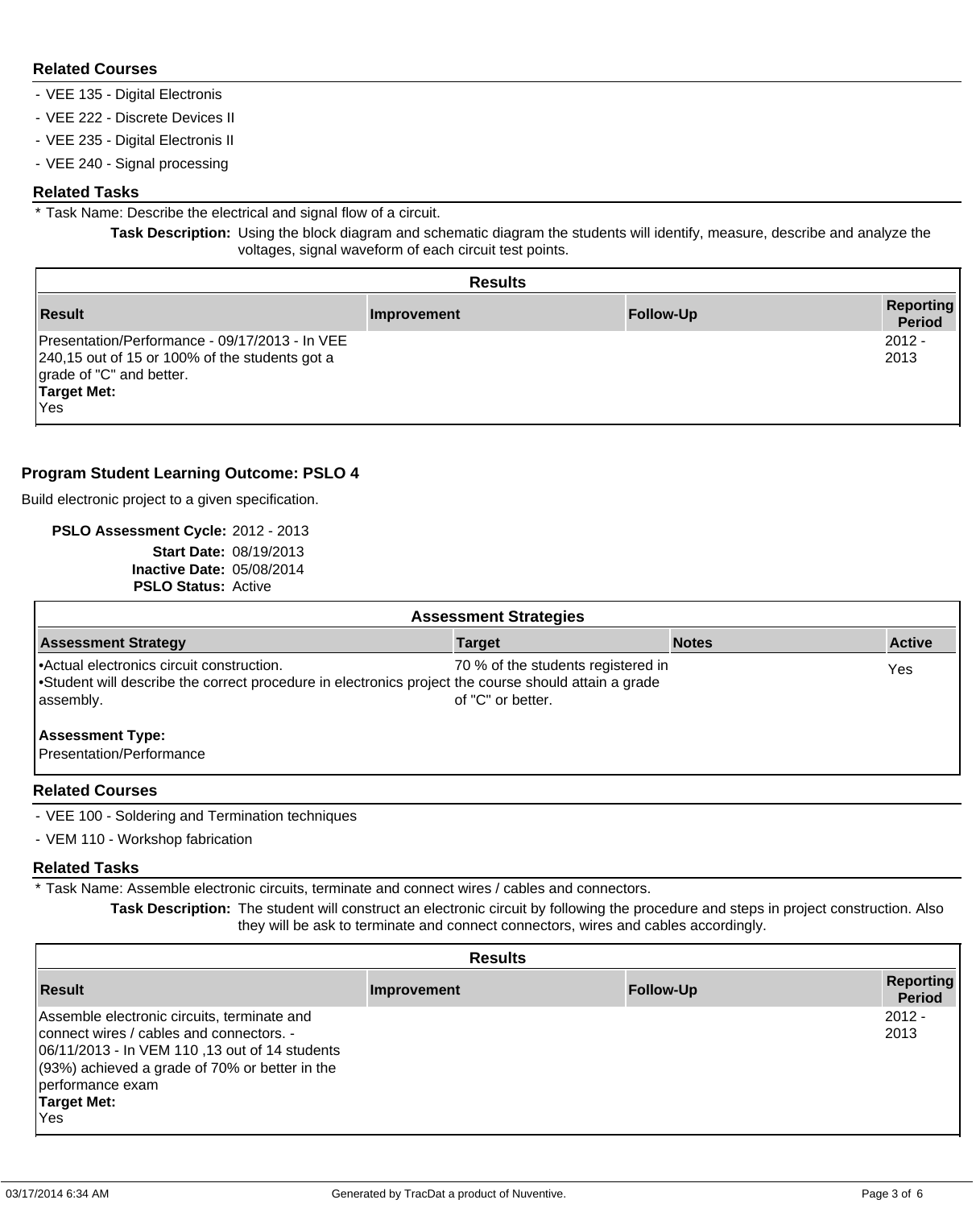### Related Courses

- VEE 135 - Digital Electronis
- VEE 222 - Discrete Devices II
- VEE 235 - Digital Electronis II
- VEE 240 - Signal processing

### Related Tasks

* Task Name: Describe the electrical and signal flow of a circuit.

**Task Description:** Using the block diagram and schematic diagram the students will identify, measure, describe and analyze the voltages, signal waveform of each circuit test points.

**Results**

| Result | Improvement | Follow-Up | Reporting Period |
|---|---|---|---|
| Presentation/Performance - 09/17/2013 - In VEE 240,15 out of 15 or 100% of the students got a grade of "C" and better.<br>**Target Met:**<br>Yes | | | 2012 - 2013 |

## Program Student Learning Outcome: PSLO 4

Build electronic project to a given specification.

**PSLO Assessment Cycle:** 2012 - 2013
**Start Date:** 08/19/2013
**Inactive Date:** 05/08/2014
**PSLO Status:** Active

**Assessment Strategies**

| Assessment Strategy | Target | Notes | Active |
|---|---|---|---|
| •Actual electronics circuit construction.<br>•Student will describe the correct procedure in electronics project assembly.<br><br>**Assessment Type:**<br>Presentation/Performance | 70 % of the students registered in the course should attain a grade of "C" or better. | | Yes |

### Related Courses

- VEE 100 - Soldering and Termination techniques
- VEM 110 - Workshop fabrication

### Related Tasks

* Task Name: Assemble electronic circuits, terminate and connect wires / cables and connectors.

**Task Description:** The student will construct an electronic circuit by following the procedure and steps in project construction. Also they will be ask to terminate and connect connectors, wires and cables accordingly.

**Results**

| Result | Improvement | Follow-Up | Reporting Period |
|---|---|---|---|
| Assemble electronic circuits, terminate and connect wires / cables and connectors. - 06/11/2013 - In VEM 110 ,13 out of 14 students (93%) achieved a grade of 70% or better in the performance exam<br>**Target Met:**<br>Yes | | | 2012 - 2013 |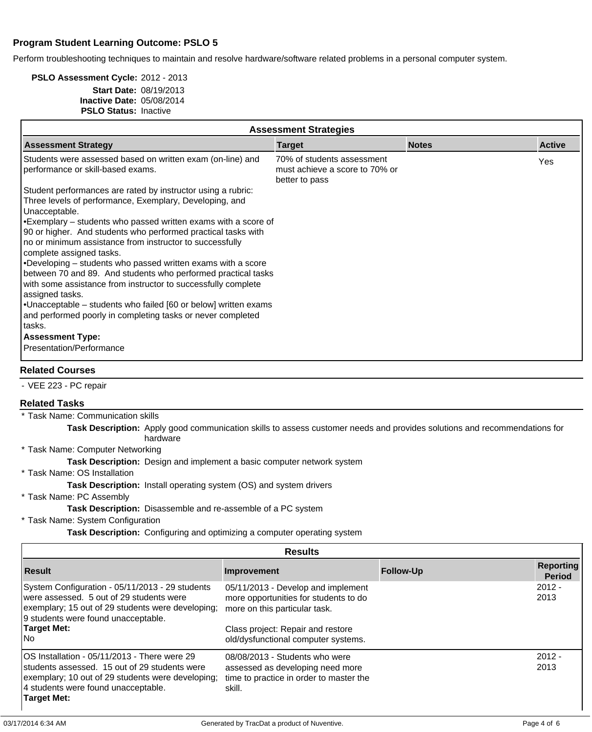## Program Student Learning Outcome: PSLO 5

Perform troubleshooting techniques to maintain and resolve hardware/software related problems in a personal computer system.

**PSLO Assessment Cycle:** 2012 - 2013
**Start Date:** 08/19/2013
**Inactive Date:** 05/08/2014
**PSLO Status:** Inactive

### Assessment Strategies

| Assessment Strategy | Target | Notes | Active |
|---|---|---|---|
| Students were assessed based on written exam (on-line) and performance or skill-based exams.<br><br>Student performances are rated by instructor using a rubric: Three levels of performance, Exemplary, Developing, and Unacceptable.<br>•Exemplary – students who passed written exams with a score of 90 or higher. And students who performed practical tasks with no or minimum assistance from instructor to successfully complete assigned tasks.<br>•Developing – students who passed written exams with a score between 70 and 89. And students who performed practical tasks with some assistance from instructor to successfully complete assigned tasks.<br>•Unacceptable – students who failed [60 or below] written exams and performed poorly in completing tasks or never completed tasks.<br>**Assessment Type:**<br>Presentation/Performance | 70% of students assessment must achieve a score to 70% or better to pass | | Yes |

### Related Courses

- VEE 223 - PC repair

### Related Tasks

* Task Name: Communication skills
  **Task Description:** Apply good communication skills to assess customer needs and provides solutions and recommendations for hardware
* Task Name: Computer Networking
  **Task Description:** Design and implement a basic computer network system
* Task Name: OS Installation
  **Task Description:** Install operating system (OS) and system drivers
* Task Name: PC Assembly
  **Task Description:** Disassemble and re-assemble of a PC system
* Task Name: System Configuration
  **Task Description:** Configuring and optimizing a computer operating system

### Results

| Result | Improvement | Follow-Up | Reporting Period |
|---|---|---|---|
| System Configuration - 05/11/2013 - 29 students were assessed. 5 out of 29 students were exemplary; 15 out of 29 students were developing; 9 students were found unacceptable.<br>**Target Met:**<br>No | 05/11/2013 - Develop and implement more opportunities for students to do more on this particular task.<br><br>Class project: Repair and restore old/dysfunctional computer systems. | | 2012 - 2013 |
| OS Installation - 05/11/2013 - There were 29 students assessed. 15 out of 29 students were exemplary; 10 out of 29 students were developing; 4 students were found unacceptable.<br>**Target Met:** | 08/08/2013 - Students who were assessed as developing need more time to practice in order to master the skill. | | 2012 - 2013 |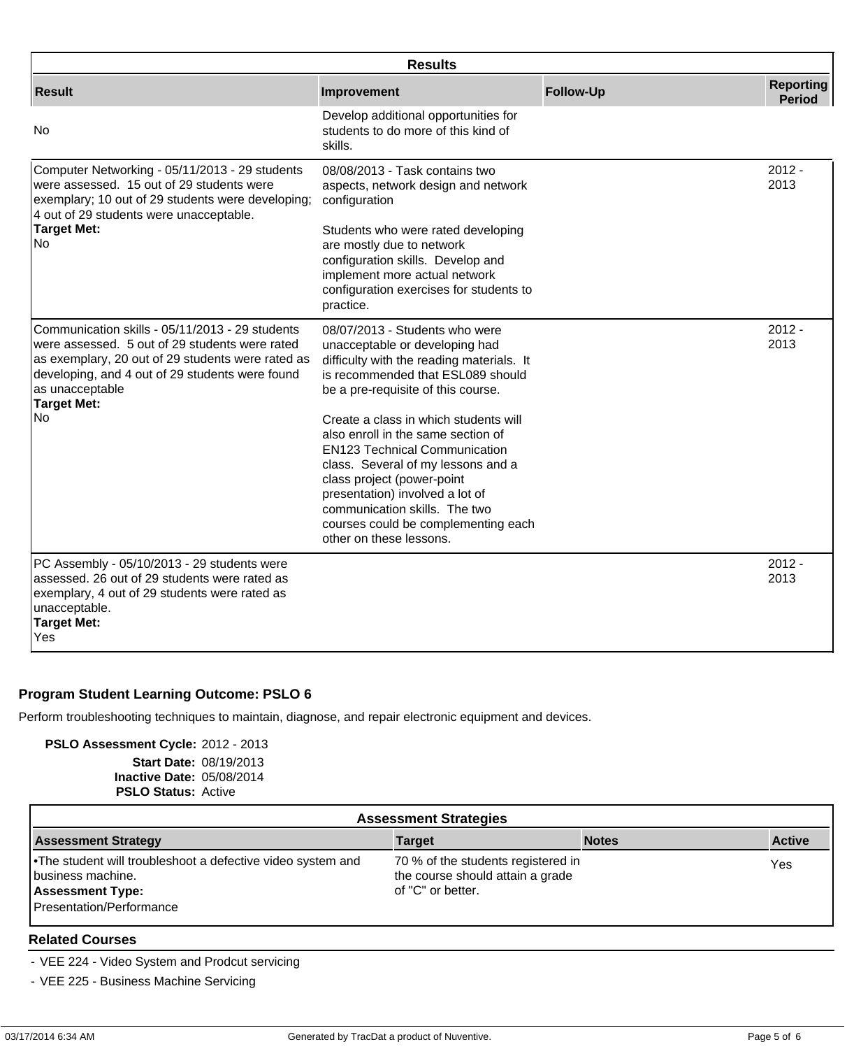| Results | | | |
|---|---|---|---|
| **Result** | **Improvement** | **Follow-Up** | **Reporting Period** |
| No | Develop additional opportunities for students to do more of this kind of skills. | | |
| Computer Networking - 05/11/2013 - 29 students were assessed. 15 out of 29 students were exemplary; 10 out of 29 students were developing; 4 out of 29 students were unacceptable.<br>**Target Met:**<br>No | 08/08/2013 - Task contains two aspects, network design and network configuration<br><br>Students who were rated developing are mostly due to network configuration skills. Develop and implement more actual network configuration exercises for students to practice. | | 2012 - 2013 |
| Communication skills - 05/11/2013 - 29 students were assessed. 5 out of 29 students were rated as exemplary, 20 out of 29 students were rated as developing, and 4 out of 29 students were found as unacceptable<br>**Target Met:**<br>No | 08/07/2013 - Students who were unacceptable or developing had difficulty with the reading materials. It is recommended that ESL089 should be a pre-requisite of this course.<br><br>Create a class in which students will also enroll in the same section of EN123 Technical Communication class. Several of my lessons and a class project (power-point presentation) involved a lot of communication skills. The two courses could be complementing each other on these lessons. | | 2012 - 2013 |
| PC Assembly - 05/10/2013 - 29 students were assessed. 26 out of 29 students were rated as exemplary, 4 out of 29 students were rated as unacceptable.<br>**Target Met:**<br>Yes | | | 2012 - 2013 |

## Program Student Learning Outcome: PSLO 6

Perform troubleshooting techniques to maintain, diagnose, and repair electronic equipment and devices.

**PSLO Assessment Cycle:** 2012 - 2013
**Start Date:** 08/19/2013
**Inactive Date:** 05/08/2014
**PSLO Status:** Active

| Assessment Strategies | | | |
|---|---|---|---|
| **Assessment Strategy** | **Target** | **Notes** | **Active** |
| •The student will troubleshoot a defective video system and business machine.<br>**Assessment Type:**<br>Presentation/Performance | 70 % of the students registered in the course should attain a grade of "C" or better. | | Yes |

### Related Courses

- VEE 224 - Video System and Prodcut servicing
- VEE 225 - Business Machine Servicing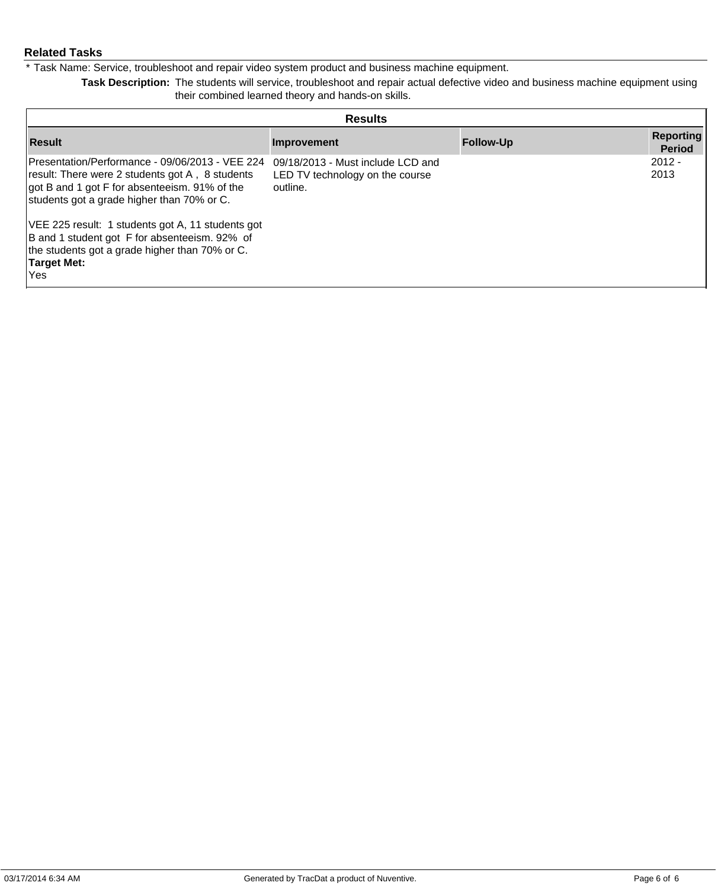## Related Tasks

* Task Name: Service, troubleshoot and repair video system product and business machine equipment.

**Task Description:** The students will service, troubleshoot and repair actual defective video and business machine equipment using their combined learned theory and hands-on skills.

**Results**

| Result | Improvement | Follow-Up | Reporting Period |
|---|---|---|---|
| Presentation/Performance - 09/06/2013 - VEE 224 result: There were 2 students got A , 8 students got B and 1 got F for absenteeism. 91% of the students got a grade higher than 70% or C.<br><br>VEE 225 result: 1 students got A, 11 students got B and 1 student got F for absenteeism. 92% of the students got a grade higher than 70% or C.<br>**Target Met:**<br>Yes | 09/18/2013 - Must include LCD and LED TV technology on the course outline. | | 2012 - 2013 |